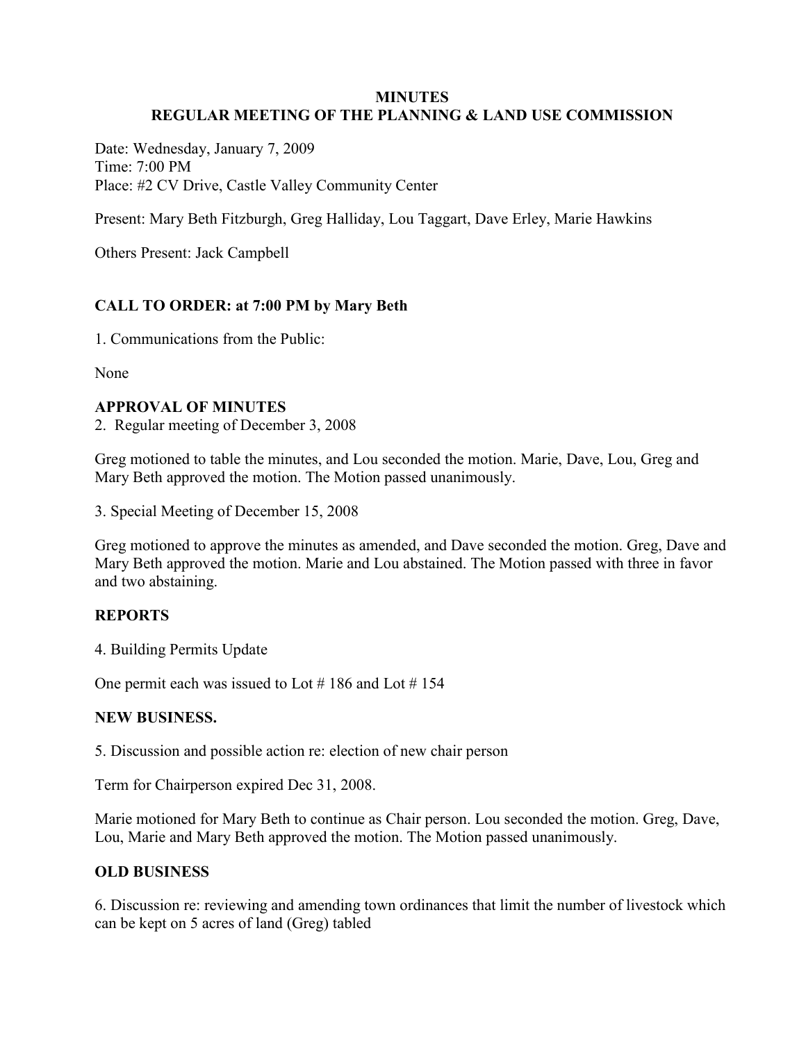# MINUTES
## REGULAR MEETING OF THE PLANNING & LAND USE COMMISSION

Date: Wednesday, January 7, 2009
Time: 7:00 PM
Place: #2 CV Drive, Castle Valley Community Center

Present: Mary Beth Fitzburgh, Greg Halliday, Lou Taggart, Dave Erley, Marie Hawkins

Others Present: Jack Campbell

**CALL TO ORDER: at 7:00 PM by Mary Beth**

1. Communications from the Public:

None

**APPROVAL OF MINUTES**

2. Regular meeting of December 3, 2008

Greg motioned to table the minutes, and Lou seconded the motion. Marie, Dave, Lou, Greg and Mary Beth approved the motion. The Motion passed unanimously.

3. Special Meeting of December 15, 2008

Greg motioned to approve the minutes as amended, and Dave seconded the motion. Greg, Dave and Mary Beth approved the motion. Marie and Lou abstained. The Motion passed with three in favor and two abstaining.

**REPORTS**

4. Building Permits Update

One permit each was issued to Lot # 186 and Lot # 154

**NEW BUSINESS.**

5. Discussion and possible action re: election of new chair person

Term for Chairperson expired Dec 31, 2008.

Marie motioned for Mary Beth to continue as Chair person. Lou seconded the motion. Greg, Dave, Lou, Marie and Mary Beth approved the motion. The Motion passed unanimously.

**OLD BUSINESS**

6. Discussion re: reviewing and amending town ordinances that limit the number of livestock which can be kept on 5 acres of land (Greg) tabled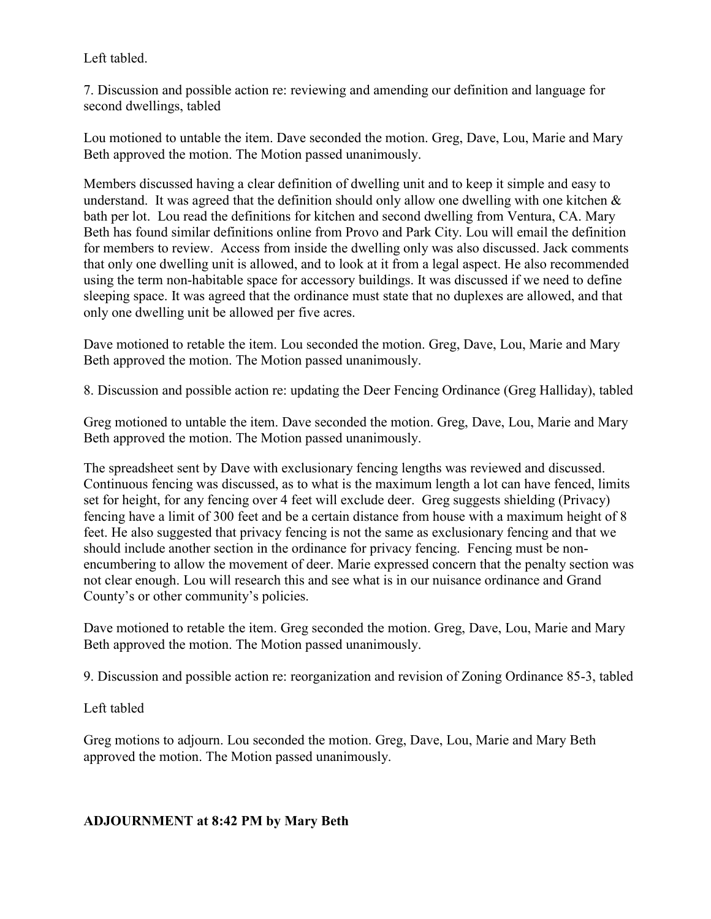Left tabled.

7. Discussion and possible action re: reviewing and amending our definition and language for second dwellings, tabled

Lou motioned to untable the item. Dave seconded the motion. Greg, Dave, Lou, Marie and Mary Beth approved the motion. The Motion passed unanimously.

Members discussed having a clear definition of dwelling unit and to keep it simple and easy to understand. It was agreed that the definition should only allow one dwelling with one kitchen & bath per lot. Lou read the definitions for kitchen and second dwelling from Ventura, CA. Mary Beth has found similar definitions online from Provo and Park City. Lou will email the definition for members to review. Access from inside the dwelling only was also discussed. Jack comments that only one dwelling unit is allowed, and to look at it from a legal aspect. He also recommended using the term non-habitable space for accessory buildings. It was discussed if we need to define sleeping space. It was agreed that the ordinance must state that no duplexes are allowed, and that only one dwelling unit be allowed per five acres.

Dave motioned to retable the item. Lou seconded the motion. Greg, Dave, Lou, Marie and Mary Beth approved the motion. The Motion passed unanimously.

8. Discussion and possible action re: updating the Deer Fencing Ordinance (Greg Halliday), tabled

Greg motioned to untable the item. Dave seconded the motion. Greg, Dave, Lou, Marie and Mary Beth approved the motion. The Motion passed unanimously.

The spreadsheet sent by Dave with exclusionary fencing lengths was reviewed and discussed. Continuous fencing was discussed, as to what is the maximum length a lot can have fenced, limits set for height, for any fencing over 4 feet will exclude deer. Greg suggests shielding (Privacy) fencing have a limit of 300 feet and be a certain distance from house with a maximum height of 8 feet. He also suggested that privacy fencing is not the same as exclusionary fencing and that we should include another section in the ordinance for privacy fencing. Fencing must be non-encumbering to allow the movement of deer. Marie expressed concern that the penalty section was not clear enough. Lou will research this and see what is in our nuisance ordinance and Grand County's or other community's policies.

Dave motioned to retable the item. Greg seconded the motion. Greg, Dave, Lou, Marie and Mary Beth approved the motion. The Motion passed unanimously.

9. Discussion and possible action re: reorganization and revision of Zoning Ordinance 85-3, tabled

Left tabled

Greg motions to adjourn. Lou seconded the motion. Greg, Dave, Lou, Marie and Mary Beth approved the motion. The Motion passed unanimously.

**ADJOURNMENT at 8:42 PM by Mary Beth**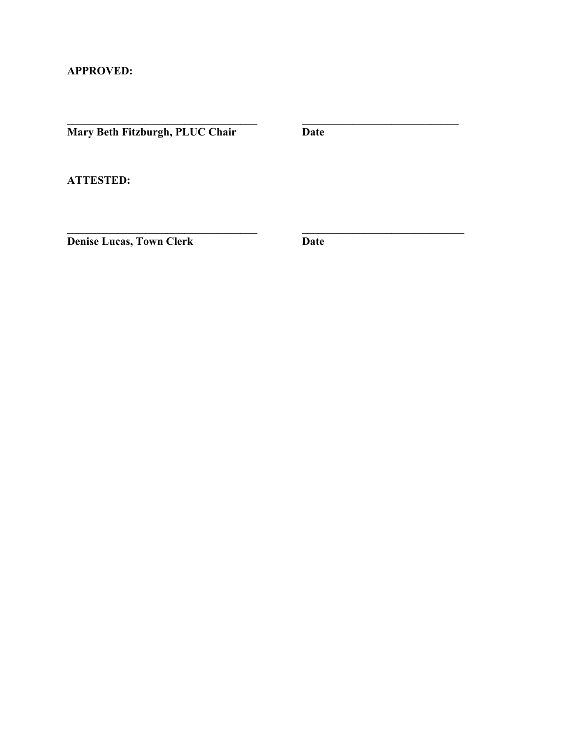**APPROVED:**

\_\_\_\_\_\_\_\_\_\_\_\_\_\_\_\_\_\_\_\_\_\_\_\_\_\_\_\_\_\_\_\_\_\_\_ \_\_\_\_\_\_\_\_\_\_\_\_\_\_\_\_\_\_\_\_\_\_\_\_\_\_\_\_\_\_

**Mary Beth Fitzburgh, PLUC Chair** **Date**

**ATTESTED:**

\_\_\_\_\_\_\_\_\_\_\_\_\_\_\_\_\_\_\_\_\_\_\_\_\_\_\_\_\_\_\_\_\_\_\_ \_\_\_\_\_\_\_\_\_\_\_\_\_\_\_\_\_\_\_\_\_\_\_\_\_\_\_\_\_\_

**Denise Lucas, Town Clerk** **Date**